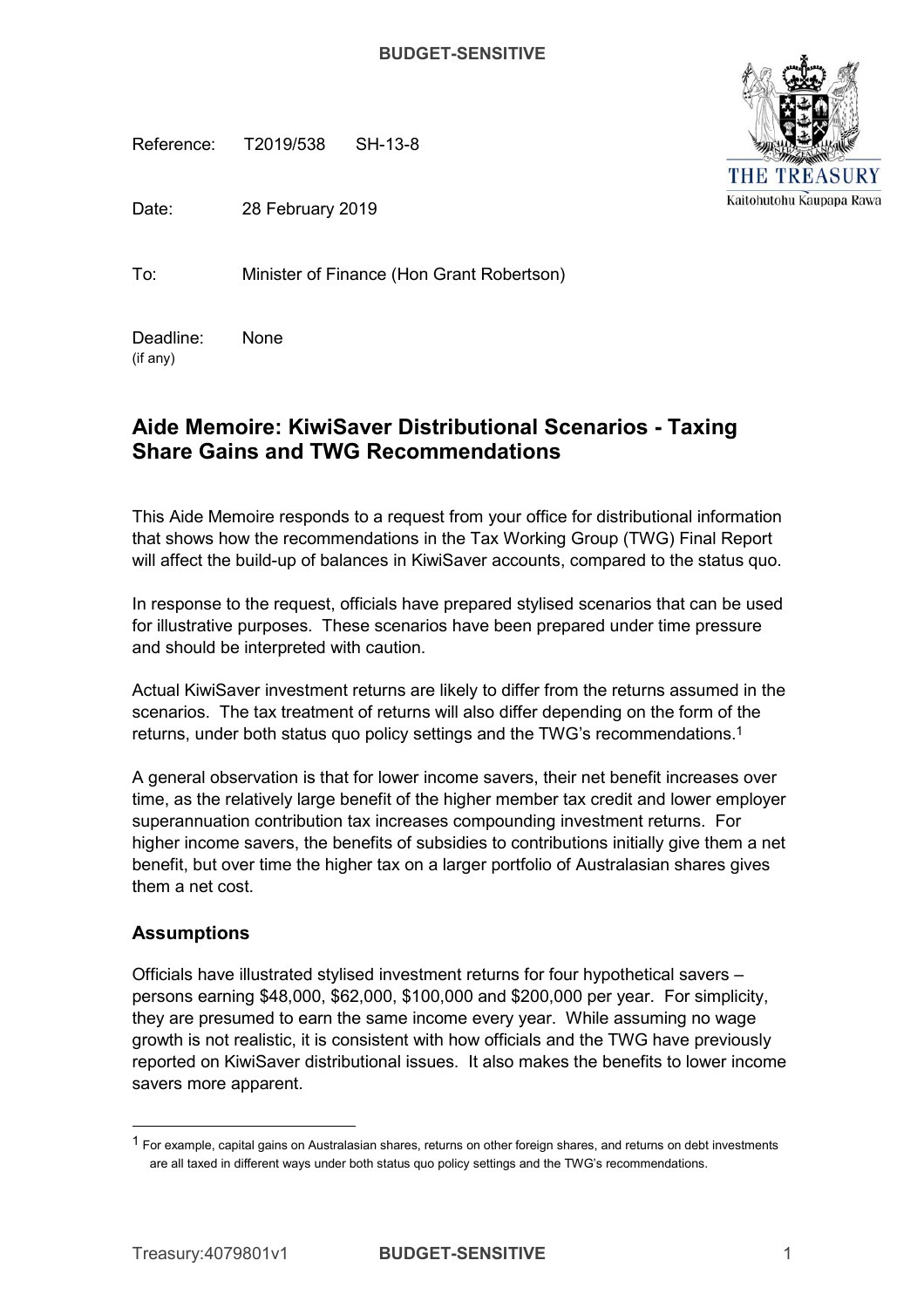Reference: T2019/538 SH-13-8

Date: 28 February 2019

To: Minister of Finance (Hon Grant Robertson)

Deadline: None
(if any)

# Aide Memoire: KiwiSaver Distributional Scenarios - Taxing Share Gains and TWG Recommendations

This Aide Memoire responds to a request from your office for distributional information that shows how the recommendations in the Tax Working Group (TWG) Final Report will affect the build-up of balances in KiwiSaver accounts, compared to the status quo.

In response to the request, officials have prepared stylised scenarios that can be used for illustrative purposes. These scenarios have been prepared under time pressure and should be interpreted with caution.

Actual KiwiSaver investment returns are likely to differ from the returns assumed in the scenarios. The tax treatment of returns will also differ depending on the form of the returns, under both status quo policy settings and the TWG's recommendations.[1]

A general observation is that for lower income savers, their net benefit increases over time, as the relatively large benefit of the higher member tax credit and lower employer superannuation contribution tax increases compounding investment returns. For higher income savers, the benefits of subsidies to contributions initially give them a net benefit, but over time the higher tax on a larger portfolio of Australasian shares gives them a net cost.

## Assumptions

Officials have illustrated stylised investment returns for four hypothetical savers – persons earning $48,000, $62,000, $100,000 and $200,000 per year. For simplicity, they are presumed to earn the same income every year. While assuming no wage growth is not realistic, it is consistent with how officials and the TWG have previously reported on KiwiSaver distributional issues. It also makes the benefits to lower income savers more apparent.

[1] For example, capital gains on Australasian shares, returns on other foreign shares, and returns on debt investments are all taxed in different ways under both status quo policy settings and the TWG's recommendations.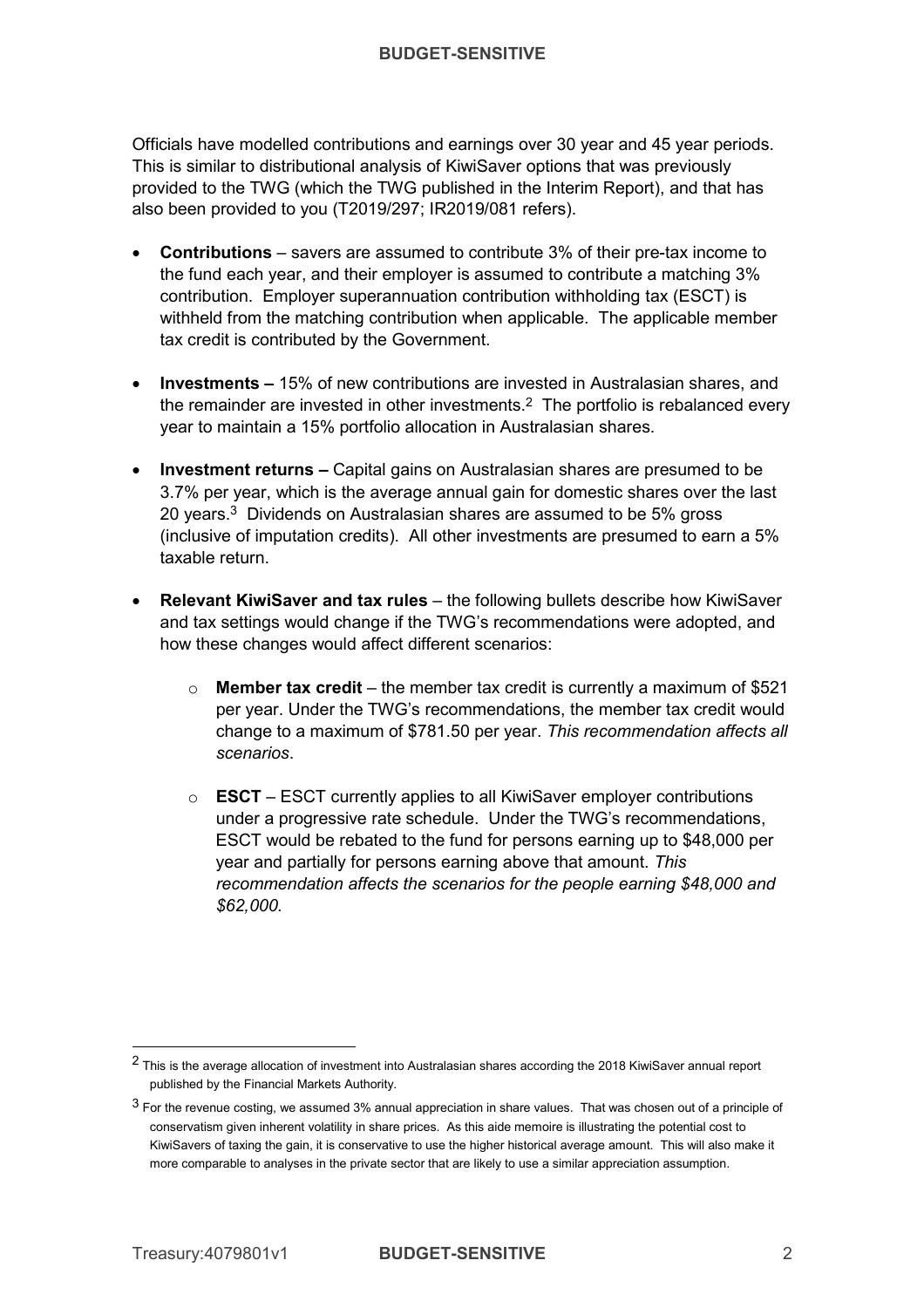Officials have modelled contributions and earnings over 30 year and 45 year periods. This is similar to distributional analysis of KiwiSaver options that was previously provided to the TWG (which the TWG published in the Interim Report), and that has also been provided to you (T2019/297; IR2019/081 refers).

- **Contributions** – savers are assumed to contribute 3% of their pre-tax income to the fund each year, and their employer is assumed to contribute a matching 3% contribution. Employer superannuation contribution withholding tax (ESCT) is withheld from the matching contribution when applicable. The applicable member tax credit is contributed by the Government.

- **Investments –** 15% of new contributions are invested in Australasian shares, and the remainder are invested in other investments.[2] The portfolio is rebalanced every year to maintain a 15% portfolio allocation in Australasian shares.

- **Investment returns –** Capital gains on Australasian shares are presumed to be 3.7% per year, which is the average annual gain for domestic shares over the last 20 years.[3] Dividends on Australasian shares are assumed to be 5% gross (inclusive of imputation credits). All other investments are presumed to earn a 5% taxable return.

- **Relevant KiwiSaver and tax rules** – the following bullets describe how KiwiSaver and tax settings would change if the TWG's recommendations were adopted, and how these changes would affect different scenarios:

  - **Member tax credit** – the member tax credit is currently a maximum of $521 per year. Under the TWG's recommendations, the member tax credit would change to a maximum of $781.50 per year. *This recommendation affects all scenarios*.

  - **ESCT** – ESCT currently applies to all KiwiSaver employer contributions under a progressive rate schedule. Under the TWG's recommendations, ESCT would be rebated to the fund for persons earning up to $48,000 per year and partially for persons earning above that amount. *This recommendation affects the scenarios for the people earning $48,000 and $62,000.*

---

[2] This is the average allocation of investment into Australasian shares according the 2018 KiwiSaver annual report published by the Financial Markets Authority.

[3] For the revenue costing, we assumed 3% annual appreciation in share values. That was chosen out of a principle of conservatism given inherent volatility in share prices. As this aide memoire is illustrating the potential cost to KiwiSavers of taxing the gain, it is conservative to use the higher historical average amount. This will also make it more comparable to analyses in the private sector that are likely to use a similar appreciation assumption.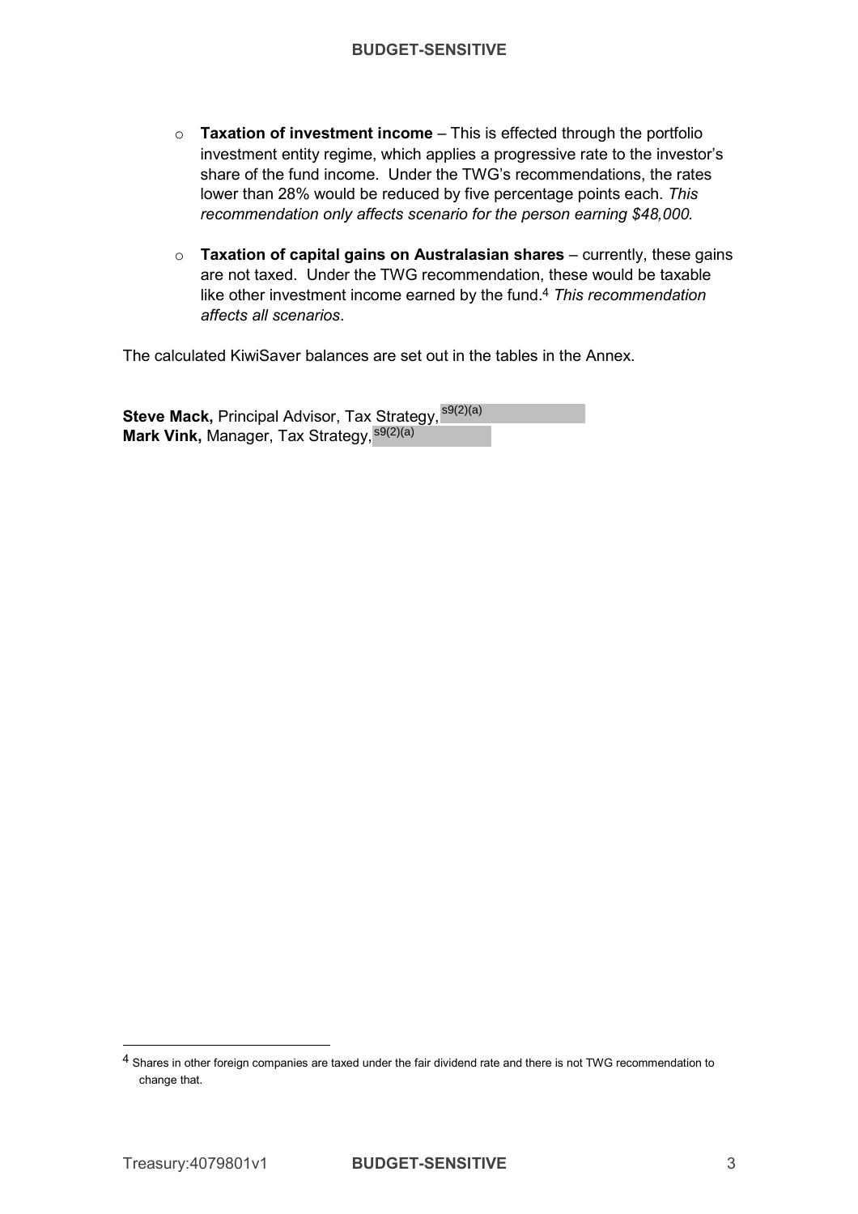- **Taxation of investment income** – This is effected through the portfolio investment entity regime, which applies a progressive rate to the investor's share of the fund income. Under the TWG's recommendations, the rates lower than 28% would be reduced by five percentage points each. *This recommendation only affects scenario for the person earning $48,000.*

- **Taxation of capital gains on Australasian shares** – currently, these gains are not taxed. Under the TWG recommendation, these would be taxable like other investment income earned by the fund.[4] *This recommendation affects all scenarios*.

The calculated KiwiSaver balances are set out in the tables in the Annex.

**Steve Mack,** Principal Advisor, Tax Strategy, s9(2)(a)
**Mark Vink,** Manager, Tax Strategy, s9(2)(a)

---

[4] Shares in other foreign companies are taxed under the fair dividend rate and there is not TWG recommendation to change that.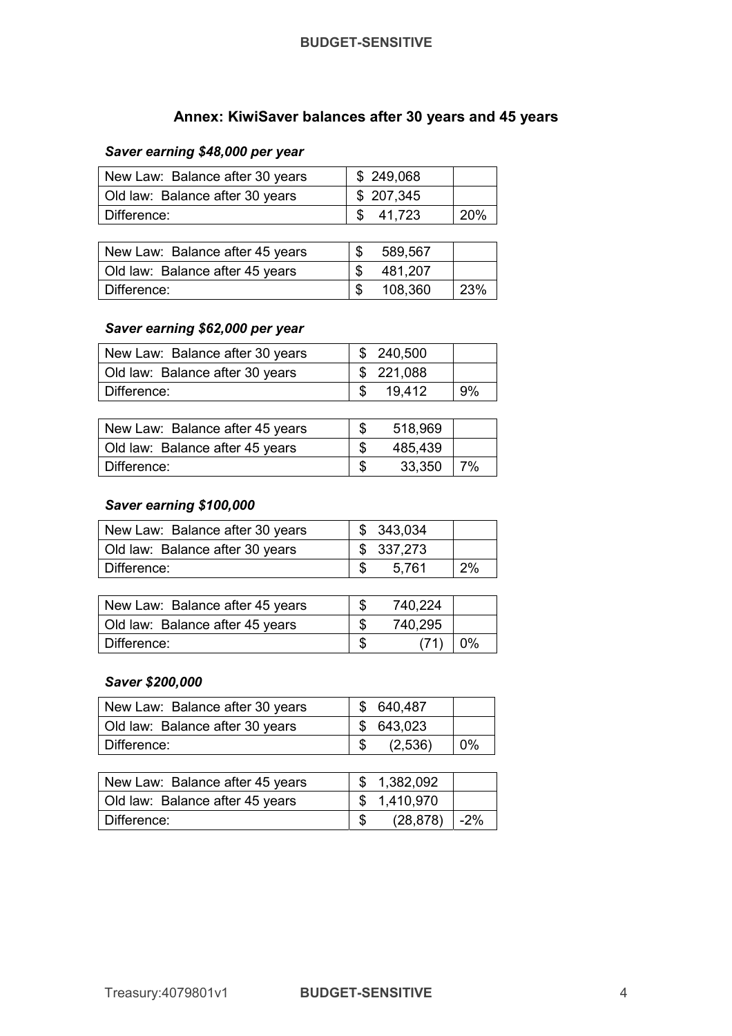## Annex: KiwiSaver balances after 30 years and 45 years

***Saver earning $48,000 per year***

| | | |
|---|---|---|
| New Law: Balance after 30 years | $ 249,068 | |
| Old law: Balance after 30 years | $ 207,345 | |
| Difference: | $ 41,723 | 20% |

| | | |
|---|---|---|
| New Law: Balance after 45 years | $ 589,567 | |
| Old law: Balance after 45 years | $ 481,207 | |
| Difference: | $ 108,360 | 23% |

***Saver earning $62,000 per year***

| | | |
|---|---|---|
| New Law: Balance after 30 years | $ 240,500 | |
| Old law: Balance after 30 years | $ 221,088 | |
| Difference: | $ 19,412 | 9% |

| | | |
|---|---|---|
| New Law: Balance after 45 years | $ 518,969 | |
| Old law: Balance after 45 years | $ 485,439 | |
| Difference: | $ 33,350 | 7% |

***Saver earning $100,000***

| | | |
|---|---|---|
| New Law: Balance after 30 years | $ 343,034 | |
| Old law: Balance after 30 years | $ 337,273 | |
| Difference: | $ 5,761 | 2% |

| | | |
|---|---|---|
| New Law: Balance after 45 years | $ 740,224 | |
| Old law: Balance after 45 years | $ 740,295 | |
| Difference: | $ (71) | 0% |

***Saver $200,000***

| | | |
|---|---|---|
| New Law: Balance after 30 years | $ 640,487 | |
| Old law: Balance after 30 years | $ 643,023 | |
| Difference: | $ (2,536) | 0% |

| | | |
|---|---|---|
| New Law: Balance after 45 years | $ 1,382,092 | |
| Old law: Balance after 45 years | $ 1,410,970 | |
| Difference: | $ (28,878) | -2% |